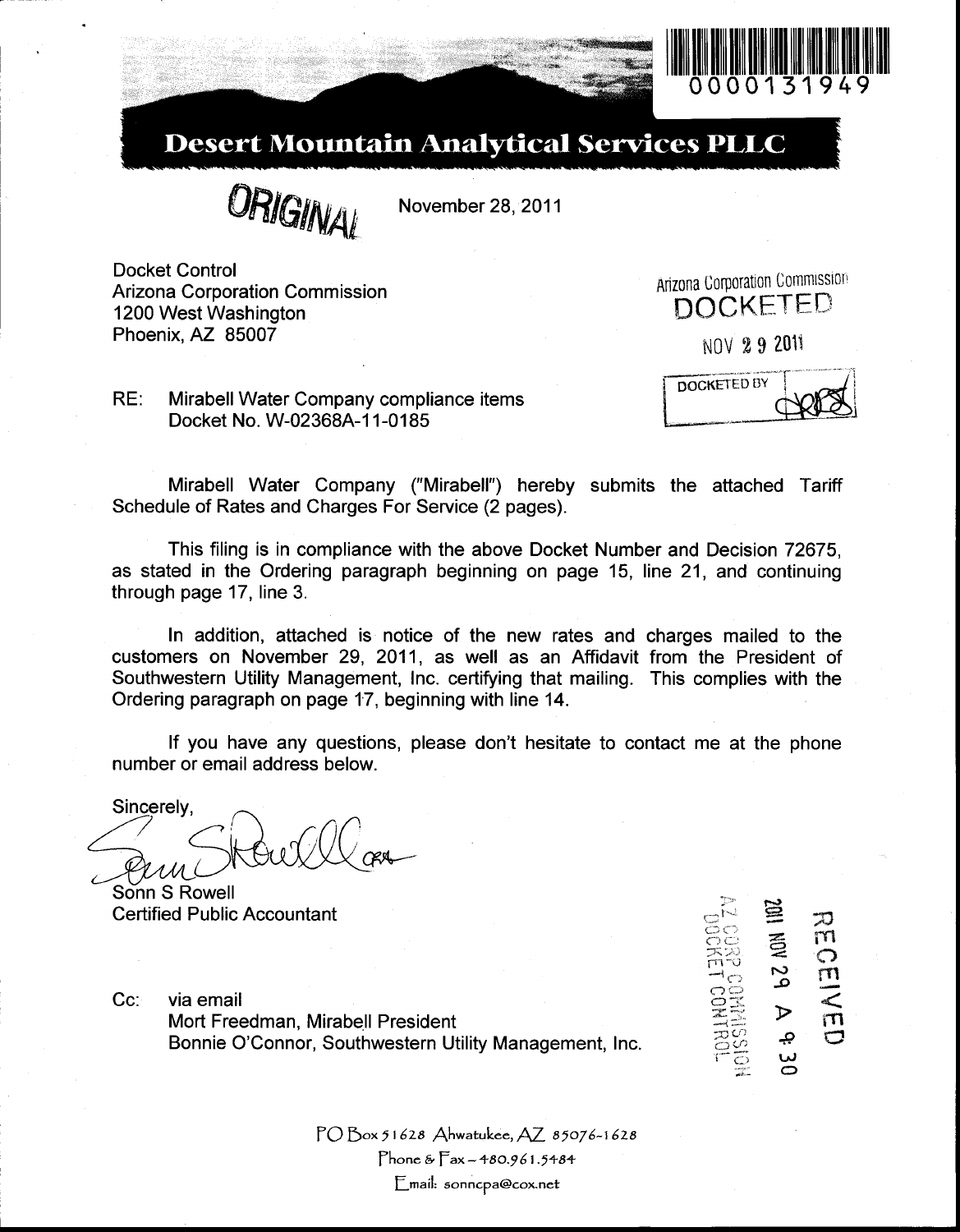0000131949

# Desert Mountain Analytical Services PLLC

ORIGINAL

November 28, 2011

Docket Control
Arizona Corporation Commission
1200 West Washington
Phoenix, AZ 85007

Arizona Corporation Commission
DOCKETED
NOV 29 2011
DOCKETED BY

RE: Mirabell Water Company compliance items
Docket No. W-02368A-11-0185

Mirabell Water Company ("Mirabell") hereby submits the attached Tariff Schedule of Rates and Charges For Service (2 pages).

This filing is in compliance with the above Docket Number and Decision 72675, as stated in the Ordering paragraph beginning on page 15, line 21, and continuing through page 17, line 3.

In addition, attached is notice of the new rates and charges mailed to the customers on November 29, 2011, as well as an Affidavit from the President of Southwestern Utility Management, Inc. certifying that mailing. This complies with the Ordering paragraph on page 17, beginning with line 14.

If you have any questions, please don't hesitate to contact me at the phone number or email address below.

Sincerely,

Sonn S Rowell
Certified Public Accountant

RECEIVED
2011 NOV 29 A 9:30
AZ CORP COMMISSION
DOCKET CONTROL

Cc: via email
Mort Freedman, Mirabell President
Bonnie O'Connor, Southwestern Utility Management, Inc.

PO Box 51628 Ahwatukee, AZ 85076-1628
Phone & Fax – 480.961.5484
Email: sonncpa@cox.net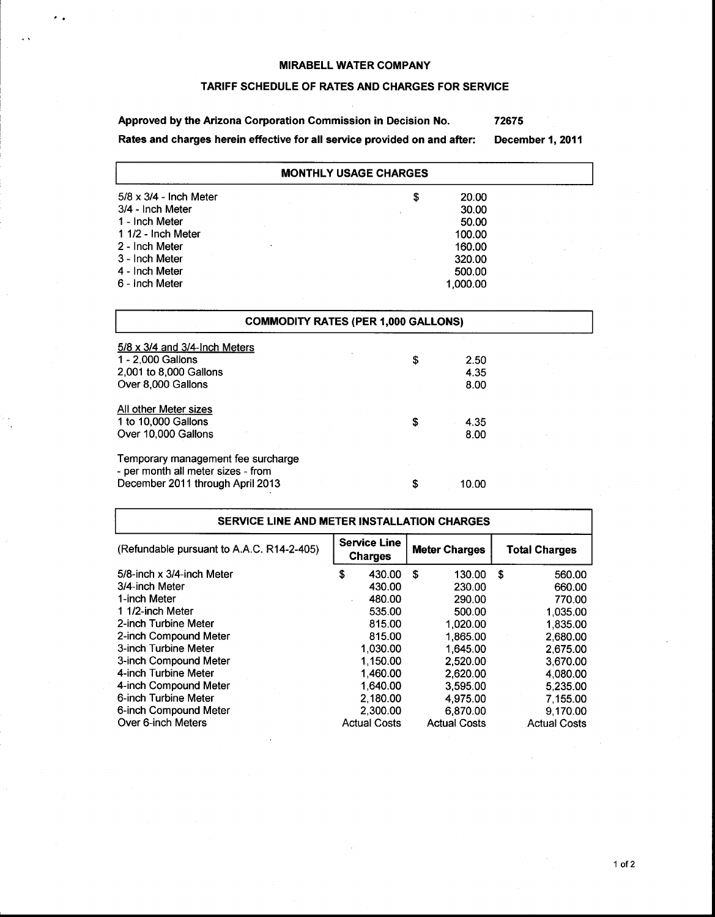# MIRABELL WATER COMPANY

## TARIFF SCHEDULE OF RATES AND CHARGES FOR SERVICE

**Approved by the Arizona Corporation Commission in Decision No. 72675**

**Rates and charges herein effective for all service provided on and after: December 1, 2011**

| MONTHLY USAGE CHARGES | |
|---|---|
| 5/8 x 3/4 - Inch Meter | $ 20.00 |
| 3/4 - Inch Meter | 30.00 |
| 1 - Inch Meter | 50.00 |
| 1 1/2 - Inch Meter | 100.00 |
| 2 - Inch Meter | 160.00 |
| 3 - Inch Meter | 320.00 |
| 4 - Inch Meter | 500.00 |
| 6 - Inch Meter | 1,000.00 |

| COMMODITY RATES (PER 1,000 GALLONS) | |
|---|---|
| <u>5/8 x 3/4 and 3/4-Inch Meters</u> | |
| 1 - 2,000 Gallons | $ 2.50 |
| 2,001 to 8,000 Gallons | 4.35 |
| Over 8,000 Gallons | 8.00 |
| <u>All other Meter sizes</u> | |
| 1 to 10,000 Gallons | $ 4.35 |
| Over 10,000 Gallons | 8.00 |
| Temporary management fee surcharge - per month all meter sizes - from December 2011 through April 2013 | $ 10.00 |

| SERVICE LINE AND METER INSTALLATION CHARGES | | | |
|---|---|---|---|
| (Refundable pursuant to A.A.C. R14-2-405) | **Service Line Charges** | **Meter Charges** | **Total Charges** |
| 5/8-inch x 3/4-inch Meter | $ 430.00 | $ 130.00 | $ 560.00 |
| 3/4-inch Meter | 430.00 | 230.00 | 660.00 |
| 1-inch Meter | 480.00 | 290.00 | 770.00 |
| 1 1/2-inch Meter | 535.00 | 500.00 | 1,035.00 |
| 2-inch Turbine Meter | 815.00 | 1,020.00 | 1,835.00 |
| 2-inch Compound Meter | 815.00 | 1,865.00 | 2,680.00 |
| 3-inch Turbine Meter | 1,030.00 | 1,645.00 | 2,675.00 |
| 3-inch Compound Meter | 1,150.00 | 2,520.00 | 3,670.00 |
| 4-inch Turbine Meter | 1,460.00 | 2,620.00 | 4,080.00 |
| 4-inch Compound Meter | 1,640.00 | 3,595.00 | 5,235.00 |
| 6-inch Turbine Meter | 2,180.00 | 4,975.00 | 7,155.00 |
| 6-inch Compound Meter | 2,300.00 | 6,870.00 | 9,170.00 |
| Over 6-inch Meters | Actual Costs | Actual Costs | Actual Costs |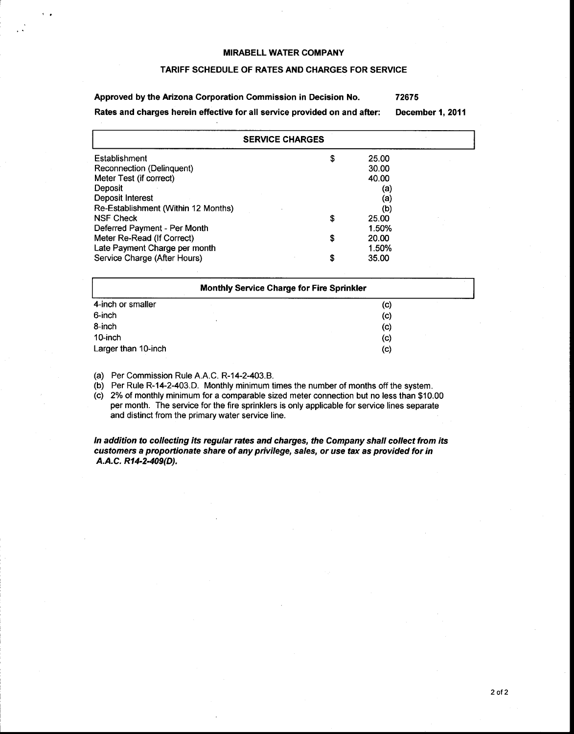# MIRABELL WATER COMPANY

## TARIFF SCHEDULE OF RATES AND CHARGES FOR SERVICE

**Approved by the Arizona Corporation Commission in Decision No. 72675**

**Rates and charges herein effective for all service provided on and after: December 1, 2011**

| SERVICE CHARGES | |
|---|---|
| Establishment | $ 25.00 |
| Reconnection (Delinquent) | 30.00 |
| Meter Test (if correct) | 40.00 |
| Deposit | (a) |
| Deposit Interest | (a) |
| Re-Establishment (Within 12 Months) | (b) |
| NSF Check | $ 25.00 |
| Deferred Payment - Per Month | 1.50% |
| Meter Re-Read (If Correct) | $ 20.00 |
| Late Payment Charge per month | 1.50% |
| Service Charge (After Hours) | $ 35.00 |

| Monthly Service Charge for Fire Sprinkler | |
|---|---|
| 4-inch or smaller | (c) |
| 6-inch | (c) |
| 8-inch | (c) |
| 10-inch | (c) |
| Larger than 10-inch | (c) |

(a) Per Commission Rule A.A.C. R-14-2-403.B.
(b) Per Rule R-14-2-403.D. Monthly minimum times the number of months off the system.
(c) 2% of monthly minimum for a comparable sized meter connection but no less than $10.00 per month. The service for the fire sprinklers is only applicable for service lines separate and distinct from the primary water service line.

***In addition to collecting its regular rates and charges, the Company shall collect from its customers a proportionate share of any privilege, sales, or use tax as provided for in A.A.C. R14-2-409(D).***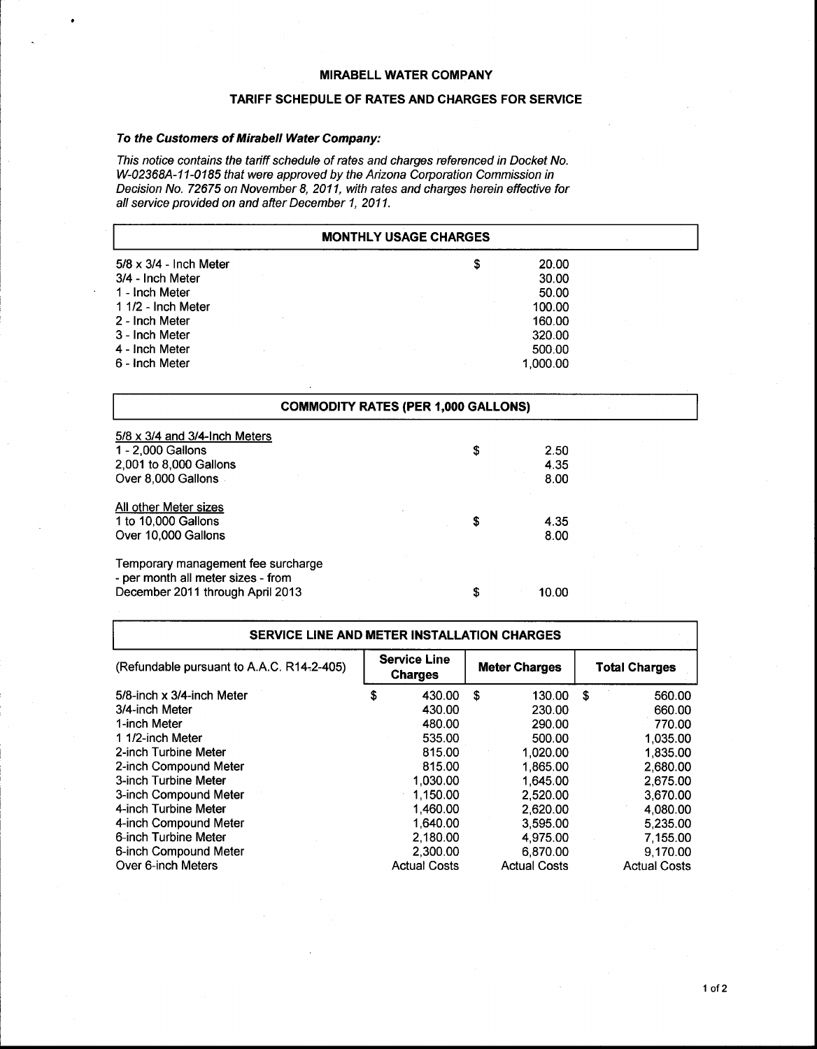# MIRABELL WATER COMPANY

## TARIFF SCHEDULE OF RATES AND CHARGES FOR SERVICE

***To the Customers of Mirabell Water Company:***

*This notice contains the tariff schedule of rates and charges referenced in Docket No. W-02368A-11-0185 that were approved by the Arizona Corporation Commission in Decision No. 72675 on November 8, 2011, with rates and charges herein effective for all service provided on and after December 1, 2011.*

| MONTHLY USAGE CHARGES | |
|---|---|
| 5/8 x 3/4 - Inch Meter | $ 20.00 |
| 3/4 - Inch Meter | 30.00 |
| 1 - Inch Meter | 50.00 |
| 1 1/2 - Inch Meter | 100.00 |
| 2 - Inch Meter | 160.00 |
| 3 - Inch Meter | 320.00 |
| 4 - Inch Meter | 500.00 |
| 6 - Inch Meter | 1,000.00 |

| COMMODITY RATES (PER 1,000 GALLONS) | |
|---|---|
| 5/8 x 3/4 and 3/4-Inch Meters | |
| 1 - 2,000 Gallons | $ 2.50 |
| 2,001 to 8,000 Gallons | 4.35 |
| Over 8,000 Gallons | 8.00 |
| All other Meter sizes | |
| 1 to 10,000 Gallons | $ 4.35 |
| Over 10,000 Gallons | 8.00 |
| Temporary management fee surcharge - per month all meter sizes - from December 2011 through April 2013 | $ 10.00 |

| SERVICE LINE AND METER INSTALLATION CHARGES | | | |
|---|---|---|---|
| (Refundable pursuant to A.A.C. R14-2-405) | Service Line Charges | Meter Charges | Total Charges |
| 5/8-inch x 3/4-inch Meter | $ 430.00 | $ 130.00 | $ 560.00 |
| 3/4-inch Meter | 430.00 | 230.00 | 660.00 |
| 1-inch Meter | 480.00 | 290.00 | 770.00 |
| 1 1/2-inch Meter | 535.00 | 500.00 | 1,035.00 |
| 2-inch Turbine Meter | 815.00 | 1,020.00 | 1,835.00 |
| 2-inch Compound Meter | 815.00 | 1,865.00 | 2,680.00 |
| 3-inch Turbine Meter | 1,030.00 | 1,645.00 | 2,675.00 |
| 3-inch Compound Meter | 1,150.00 | 2,520.00 | 3,670.00 |
| 4-inch Turbine Meter | 1,460.00 | 2,620.00 | 4,080.00 |
| 4-inch Compound Meter | 1,640.00 | 3,595.00 | 5,235.00 |
| 6-inch Turbine Meter | 2,180.00 | 4,975.00 | 7,155.00 |
| 6-inch Compound Meter | 2,300.00 | 6,870.00 | 9,170.00 |
| Over 6-inch Meters | Actual Costs | Actual Costs | Actual Costs |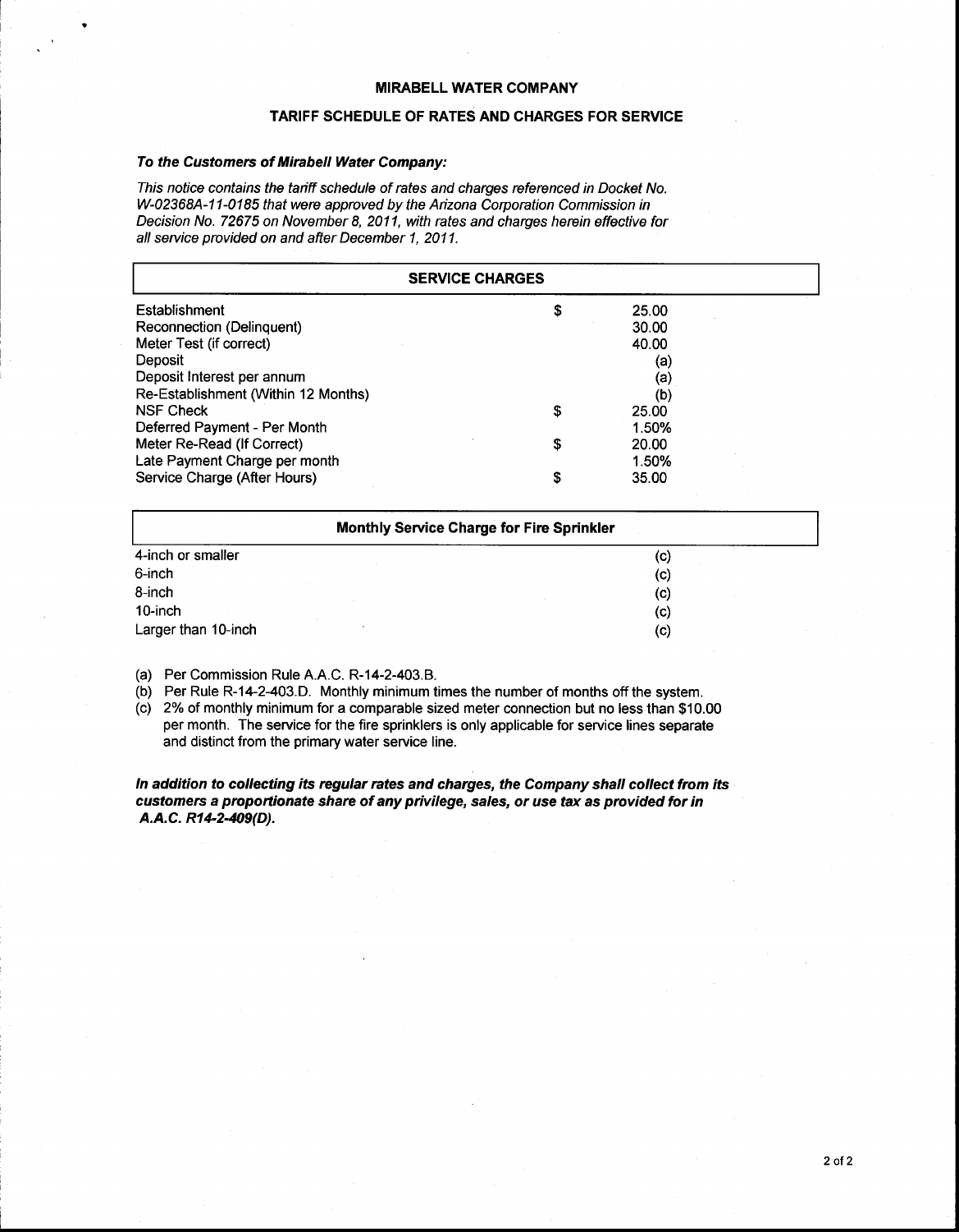**MIRABELL WATER COMPANY**

**TARIFF SCHEDULE OF RATES AND CHARGES FOR SERVICE**

***To the Customers of Mirabell Water Company:***

*This notice contains the tariff schedule of rates and charges referenced in Docket No. W-02368A-11-0185 that were approved by the Arizona Corporation Commission in Decision No. 72675 on November 8, 2011, with rates and charges herein effective for all service provided on and after December 1, 2011.*

| SERVICE CHARGES | | |
|---|---|---|
| Establishment | $ | 25.00 |
| Reconnection (Delinquent) | | 30.00 |
| Meter Test (if correct) | | 40.00 |
| Deposit | | (a) |
| Deposit Interest per annum | | (a) |
| Re-Establishment (Within 12 Months) | | (b) |
| NSF Check | $ | 25.00 |
| Deferred Payment - Per Month | | 1.50% |
| Meter Re-Read (If Correct) | $ | 20.00 |
| Late Payment Charge per month | | 1.50% |
| Service Charge (After Hours) | $ | 35.00 |

| Monthly Service Charge for Fire Sprinkler | |
|---|---|
| 4-inch or smaller | (c) |
| 6-inch | (c) |
| 8-inch | (c) |
| 10-inch | (c) |
| Larger than 10-inch | (c) |

(a) Per Commission Rule A.A.C. R-14-2-403.B.
(b) Per Rule R-14-2-403.D. Monthly minimum times the number of months off the system.
(c) 2% of monthly minimum for a comparable sized meter connection but no less than $10.00 per month. The service for the fire sprinklers is only applicable for service lines separate and distinct from the primary water service line.

***In addition to collecting its regular rates and charges, the Company shall collect from its customers a proportionate share of any privilege, sales, or use tax as provided for in A.A.C. R14-2-409(D).***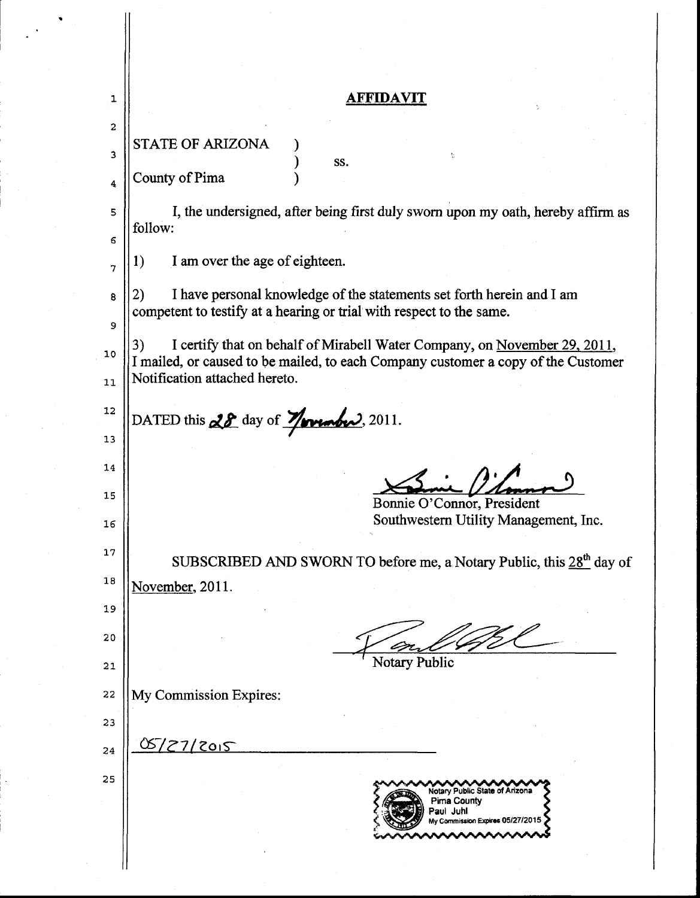# AFFIDAVIT

STATE OF ARIZONA )
) ss.
County of Pima )

I, the undersigned, after being first duly sworn upon my oath, hereby affirm as follow:

1) I am over the age of eighteen.

2) I have personal knowledge of the statements set forth herein and I am competent to testify at a hearing or trial with respect to the same.

3) I certify that on behalf of Mirabell Water Company, on November 29, 2011, I mailed, or caused to be mailed, to each Company customer a copy of the Customer Notification attached hereto.

DATED this 28 day of November, 2011.

Bonnie O'Connor, President
Southwestern Utility Management, Inc.

SUBSCRIBED AND SWORN TO before me, a Notary Public, this 28th day of November, 2011.

Notary Public

My Commission Expires:

05/27/2015

Notary Public State of Arizona
Pima County
Paul Juhl
My Commission Expires 05/27/2015